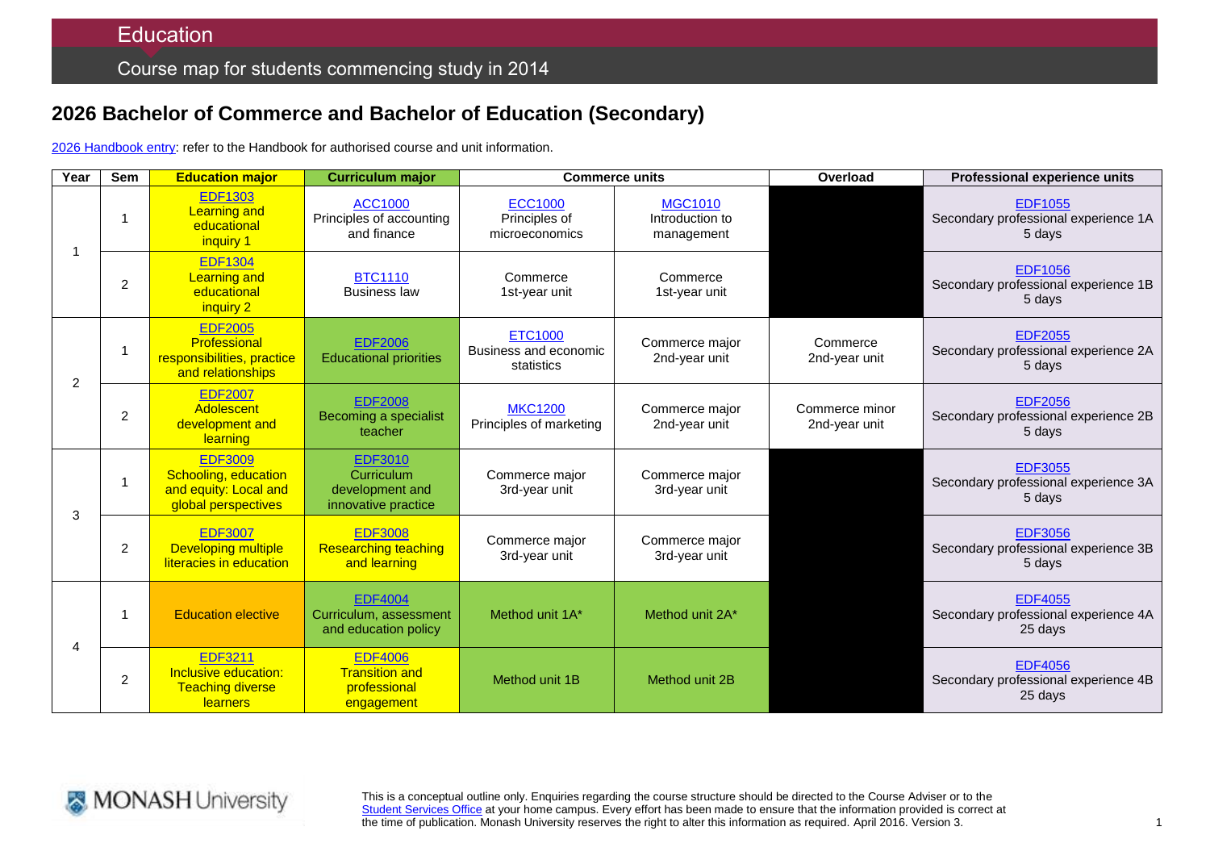Education

Course map for students commencing study in 2014

## 2026 Bachelor of Commerce and Bachelor of Education (Secondary)

2026 Handbook entry: refer to the Handbook for authorised course and unit information.

| Year | Sem | Education major | Curriculum major | Commerce units | | Overload | Professional experience units |
|---|---|---|---|---|---|---|---|
| 1 | 1 | EDF1303 Learning and educational inquiry 1 | ACC1000 Principles of accounting and finance | ECC1000 Principles of microeconomics | MGC1010 Introduction to management | | EDF1055 Secondary professional experience 1A 5 days |
| | 2 | EDF1304 Learning and educational inquiry 2 | BTC1110 Business law | Commerce 1st-year unit | Commerce 1st-year unit | | EDF1056 Secondary professional experience 1B 5 days |
| 2 | 1 | EDF2005 Professional responsibilities, practice and relationships | EDF2006 Educational priorities | ETC1000 Business and economic statistics | Commerce major 2nd-year unit | Commerce 2nd-year unit | EDF2055 Secondary professional experience 2A 5 days |
| | 2 | EDF2007 Adolescent development and learning | EDF2008 Becoming a specialist teacher | MKC1200 Principles of marketing | Commerce major 2nd-year unit | Commerce minor 2nd-year unit | EDF2056 Secondary professional experience 2B 5 days |
| 3 | 1 | EDF3009 Schooling, education and equity: Local and global perspectives | EDF3010 Curriculum development and innovative practice | Commerce major 3rd-year unit | Commerce major 3rd-year unit | | EDF3055 Secondary professional experience 3A 5 days |
| | 2 | EDF3007 Developing multiple literacies in education | EDF3008 Researching teaching and learning | Commerce major 3rd-year unit | Commerce major 3rd-year unit | | EDF3056 Secondary professional experience 3B 5 days |
| 4 | 1 | Education elective | EDF4004 Curriculum, assessment and education policy | Method unit 1A* | Method unit 2A* | | EDF4055 Secondary professional experience 4A 25 days |
| | 2 | EDF3211 Inclusive education: Teaching diverse learners | EDF4006 Transition and professional engagement | Method unit 1B | Method unit 2B | | EDF4056 Secondary professional experience 4B 25 days |

This is a conceptual outline only. Enquiries regarding the course structure should be directed to the Course Adviser or to the Student Services Office at your home campus. Every effort has been made to ensure that the information provided is correct at the time of publication. Monash University reserves the right to alter this information as required. April 2016. Version 3.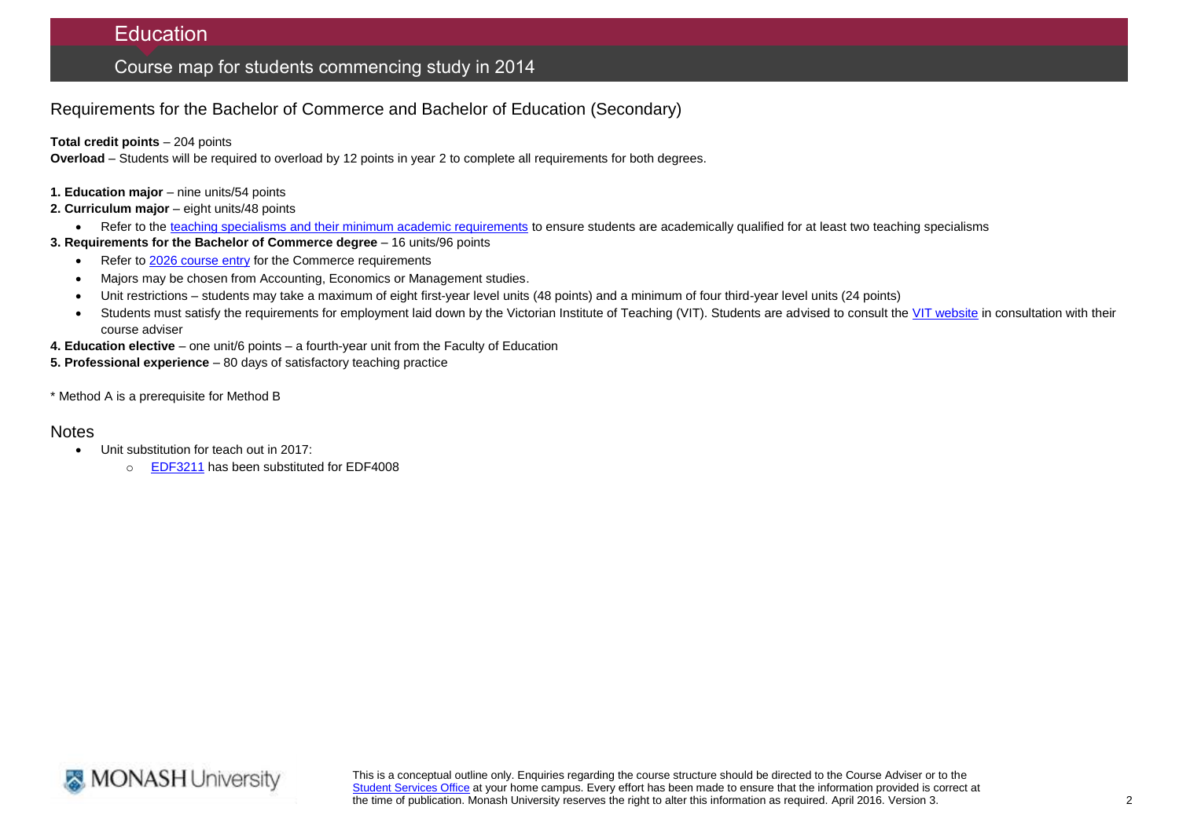# Education

## Course map for students commencing study in 2014

### Requirements for the Bachelor of Commerce and Bachelor of Education (Secondary)

**Total credit points** – 204 points
**Overload** – Students will be required to overload by 12 points in year 2 to complete all requirements for both degrees.

**1. Education major** – nine units/54 points
**2. Curriculum major** – eight units/48 points

- Refer to the teaching specialisms and their minimum academic requirements to ensure students are academically qualified for at least two teaching specialisms

**3. Requirements for the Bachelor of Commerce degree** – 16 units/96 points

- Refer to 2026 course entry for the Commerce requirements
- Majors may be chosen from Accounting, Economics or Management studies.
- Unit restrictions – students may take a maximum of eight first-year level units (48 points) and a minimum of four third-year level units (24 points)
- Students must satisfy the requirements for employment laid down by the Victorian Institute of Teaching (VIT). Students are advised to consult the VIT website in consultation with their course adviser

**4. Education elective** – one unit/6 points – a fourth-year unit from the Faculty of Education
**5. Professional experience** – 80 days of satisfactory teaching practice

* Method A is a prerequisite for Method B

### Notes

- Unit substitution for teach out in 2017:
  - EDF3211 has been substituted for EDF4008

MONASH University

This is a conceptual outline only. Enquiries regarding the course structure should be directed to the Course Adviser or to the Student Services Office at your home campus. Every effort has been made to ensure that the information provided is correct at the time of publication. Monash University reserves the right to alter this information as required. April 2016. Version 3.